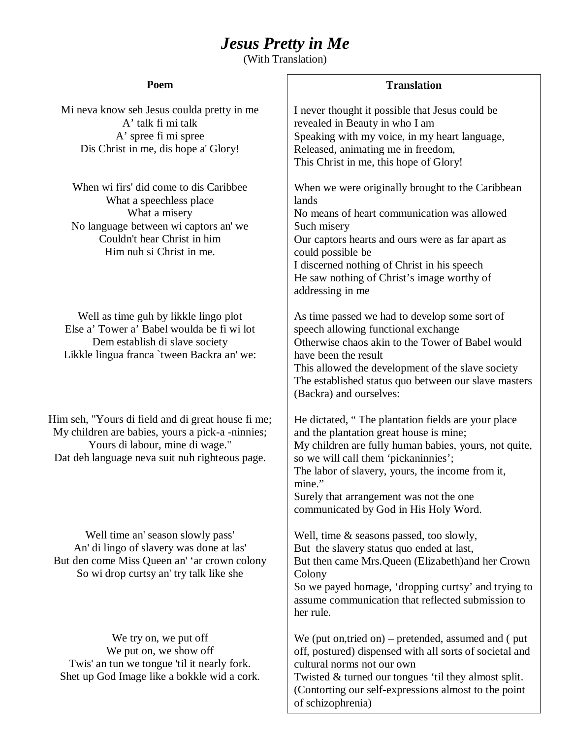# *Jesus Pretty in Me*

(With Translation)

| Poem | Translation |
|---|---|
| Mi neva know seh Jesus coulda pretty in me<br>A' talk fi mi talk<br>A' spree fi mi spree<br>Dis Christ in me, dis hope a' Glory! | I never thought it possible that Jesus could be revealed in Beauty in who I am<br>Speaking with my voice, in my heart language,<br>Released, animating me in freedom,<br>This Christ in me, this hope of Glory! |
| When wi firs' did come to dis Caribbee<br>What a speechless place<br>What a misery<br>No language between wi captors an' we<br>Couldn't hear Christ in him<br>Him nuh si Christ in me. | When we were originally brought to the Caribbean lands<br>No means of heart communication was allowed<br>Such misery<br>Our captors hearts and ours were as far apart as could possible be<br>I discerned nothing of Christ in his speech<br>He saw nothing of Christ's image worthy of addressing in me |
| Well as time guh by likkle lingo plot<br>Else a' Tower a' Babel woulda be fi wi lot<br>Dem establish di slave society<br>Likkle lingua franca `tween Backra an' we: | As time passed we had to develop some sort of speech allowing functional exchange<br>Otherwise chaos akin to the Tower of Babel would have been the result<br>This allowed the development of the slave society<br>The established status quo between our slave masters (Backra) and ourselves: |
| Him seh, "Yours di field and di great house fi me;<br>My children are babies, yours a pick-a -ninnies;<br>Yours di labour, mine di wage."<br>Dat deh language neva suit nuh righteous page. | He dictated, " The plantation fields are your place and the plantation great house is mine;<br>My children are fully human babies, yours, not quite, so we will call them 'pickaninnies';<br>The labor of slavery, yours, the income from it, mine."<br>Surely that arrangement was not the one communicated by God in His Holy Word. |
| Well time an' season slowly pass'<br>An' di lingo of slavery was done at las'<br>But den come Miss Queen an' 'ar crown colony<br>So wi drop curtsy an' try talk like she | Well, time & seasons passed, too slowly,<br>But the slavery status quo ended at last,<br>But then came Mrs.Queen (Elizabeth)and her Crown Colony<br>So we payed homage, 'dropping curtsy' and trying to assume communication that reflected submission to her rule. |
| We try on, we put off<br>We put on, we show off<br>Twis' an tun we tongue 'til it nearly fork.<br>Shet up God Image like a bokkle wid a cork. | We (put on,tried on) – pretended, assumed and ( put off, postured) dispensed with all sorts of societal and cultural norms not our own<br>Twisted & turned our tongues 'til they almost split.<br>(Contorting our self-expressions almost to the point of schizophrenia) |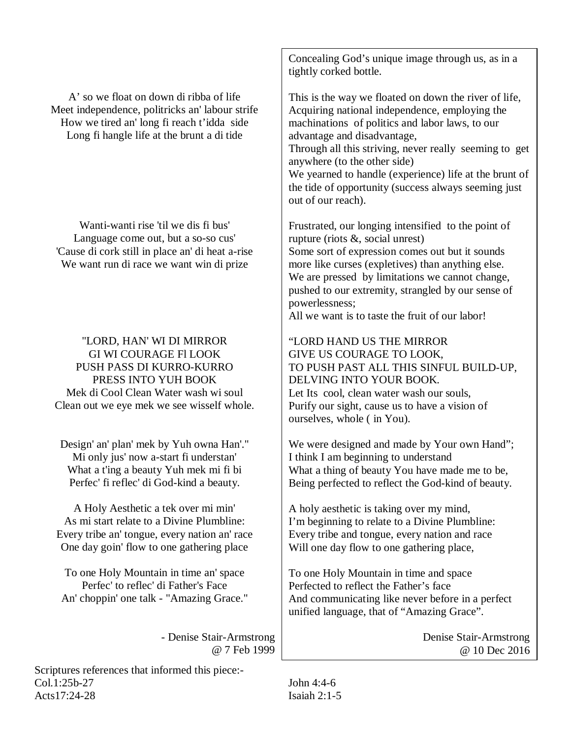A' so we float on down di ribba of life
Meet independence, politricks an' labour strife
How we tired an' long fi reach t'idda side
Long fi hangle life at the brunt a di tide

Wanti-wanti rise 'til we dis fi bus'
Language come out, but a so-so cus'
'Cause di cork still in place an' di heat a-rise
We want run di race we want win di prize

"LORD, HAN' WI DI MIRROR
GI WI COURAGE FI LOOK
PUSH PASS DI KURRO-KURRO
PRESS INTO YUH BOOK
Mek di Cool Clean Water wash wi soul
Clean out we eye mek we see wisself whole.

Design' an' plan' mek by Yuh owna Han'."
Mi only jus' now a-start fi understan'
What a t'ing a beauty Yuh mek mi fi bi
Perfec' fi reflec' di God-kind a beauty.

A Holy Aesthetic a tek over mi min'
As mi start relate to a Divine Plumbline:
Every tribe an' tongue, every nation an' race
One day goin' flow to one gathering place

To one Holy Mountain in time an' space
Perfec' to reflec' di Father's Face
An' choppin' one talk - "Amazing Grace."

- Denise Stair-Armstrong
@ 7 Feb 1999

Concealing God's unique image through us, as in a tightly corked bottle.

This is the way we floated on down the river of life,
Acquiring national independence, employing the machinations of politics and labor laws, to our advantage and disadvantage,
Through all this striving, never really seeming to get anywhere (to the other side)
We yearned to handle (experience) life at the brunt of the tide of opportunity (success always seeming just out of our reach).

Frustrated, our longing intensified to the point of rupture (riots &, social unrest)
Some sort of expression comes out but it sounds more like curses (expletives) than anything else.
We are pressed by limitations we cannot change, pushed to our extremity, strangled by our sense of powerlessness;
All we want is to taste the fruit of our labor!

"LORD HAND US THE MIRROR
GIVE US COURAGE TO LOOK,
TO PUSH PAST ALL THIS SINFUL BUILD-UP,
DELVING INTO YOUR BOOK.
Let Its cool, clean water wash our souls,
Purify our sight, cause us to have a vision of ourselves, whole ( in You).

We were designed and made by Your own Hand";
I think I am beginning to understand
What a thing of beauty You have made me to be,
Being perfected to reflect the God-kind of beauty.

A holy aesthetic is taking over my mind,
I'm beginning to relate to a Divine Plumbline:
Every tribe and tongue, every nation and race
Will one day flow to one gathering place,

To one Holy Mountain in time and space
Perfected to reflect the Father's face
And communicating like never before in a perfect unified language, that of "Amazing Grace".

Denise Stair-Armstrong
@ 10 Dec 2016

Scriptures references that informed this piece:-
Col.1:25b-27
Acts17:24-28
John 4:4-6
Isaiah 2:1-5